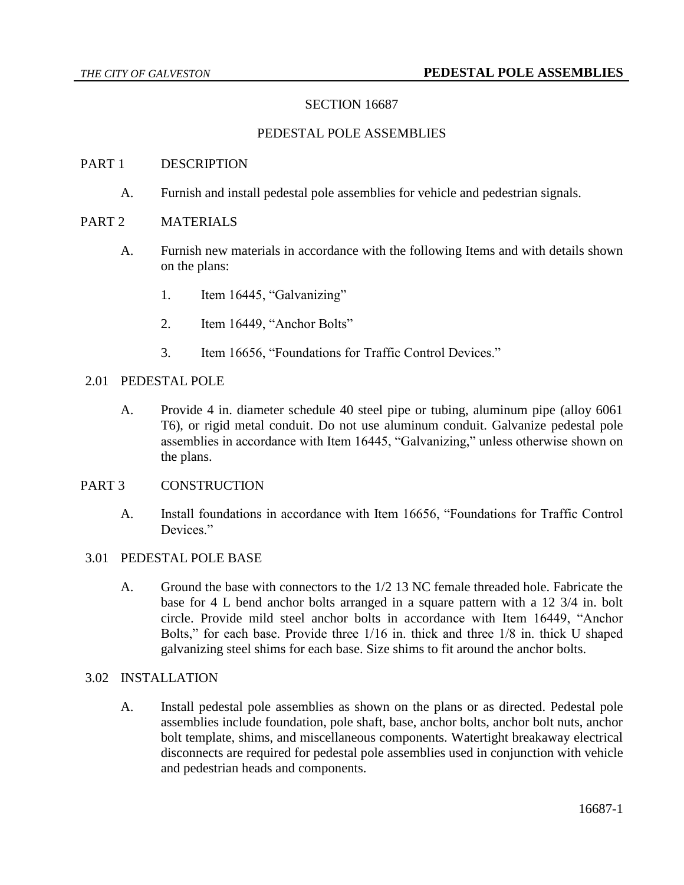# SECTION 16687

## PEDESTAL POLE ASSEMBLIES

## PART 1 DESCRIPTION

A. Furnish and install pedestal pole assemblies for vehicle and pedestrian signals.

## PART 2 MATERIALS

A. Furnish new materials in accordance with the following Items and with details shown on the plans:

1. Item 16445, “Galvanizing”
2. Item 16449, “Anchor Bolts”
3. Item 16656, “Foundations for Traffic Control Devices.”

### 2.01 PEDESTAL POLE

A. Provide 4 in. diameter schedule 40 steel pipe or tubing, aluminum pipe (alloy 6061 T6), or rigid metal conduit. Do not use aluminum conduit. Galvanize pedestal pole assemblies in accordance with Item 16445, “Galvanizing,” unless otherwise shown on the plans.

## PART 3 CONSTRUCTION

A. Install foundations in accordance with Item 16656, “Foundations for Traffic Control Devices.”

### 3.01 PEDESTAL POLE BASE

A. Ground the base with connectors to the 1/2 13 NC female threaded hole. Fabricate the base for 4 L bend anchor bolts arranged in a square pattern with a 12 3/4 in. bolt circle. Provide mild steel anchor bolts in accordance with Item 16449, “Anchor Bolts,” for each base. Provide three 1/16 in. thick and three 1/8 in. thick U shaped galvanizing steel shims for each base. Size shims to fit around the anchor bolts.

### 3.02 INSTALLATION

A. Install pedestal pole assemblies as shown on the plans or as directed. Pedestal pole assemblies include foundation, pole shaft, base, anchor bolts, anchor bolt nuts, anchor bolt template, shims, and miscellaneous components. Watertight breakaway electrical disconnects are required for pedestal pole assemblies used in conjunction with vehicle and pedestrian heads and components.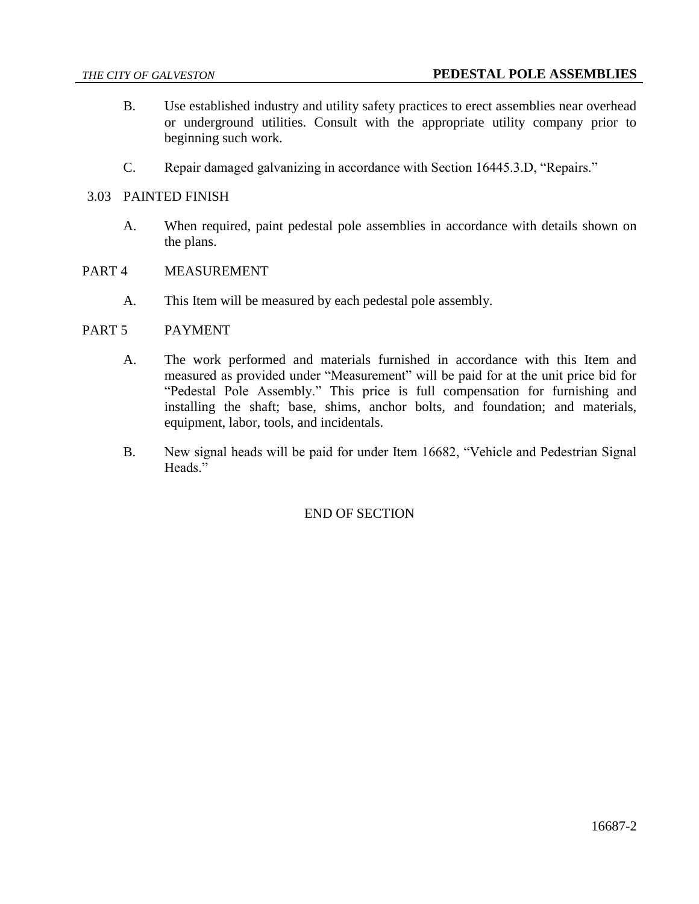B. Use established industry and utility safety practices to erect assemblies near overhead or underground utilities. Consult with the appropriate utility company prior to beginning such work.

C. Repair damaged galvanizing in accordance with Section 16445.3.D, "Repairs."

## 3.03 PAINTED FINISH

A. When required, paint pedestal pole assemblies in accordance with details shown on the plans.

# PART 4 MEASUREMENT

A. This Item will be measured by each pedestal pole assembly.

# PART 5 PAYMENT

A. The work performed and materials furnished in accordance with this Item and measured as provided under "Measurement" will be paid for at the unit price bid for "Pedestal Pole Assembly." This price is full compensation for furnishing and installing the shaft; base, shims, anchor bolts, and foundation; and materials, equipment, labor, tools, and incidentals.

B. New signal heads will be paid for under Item 16682, "Vehicle and Pedestrian Signal Heads."

END OF SECTION